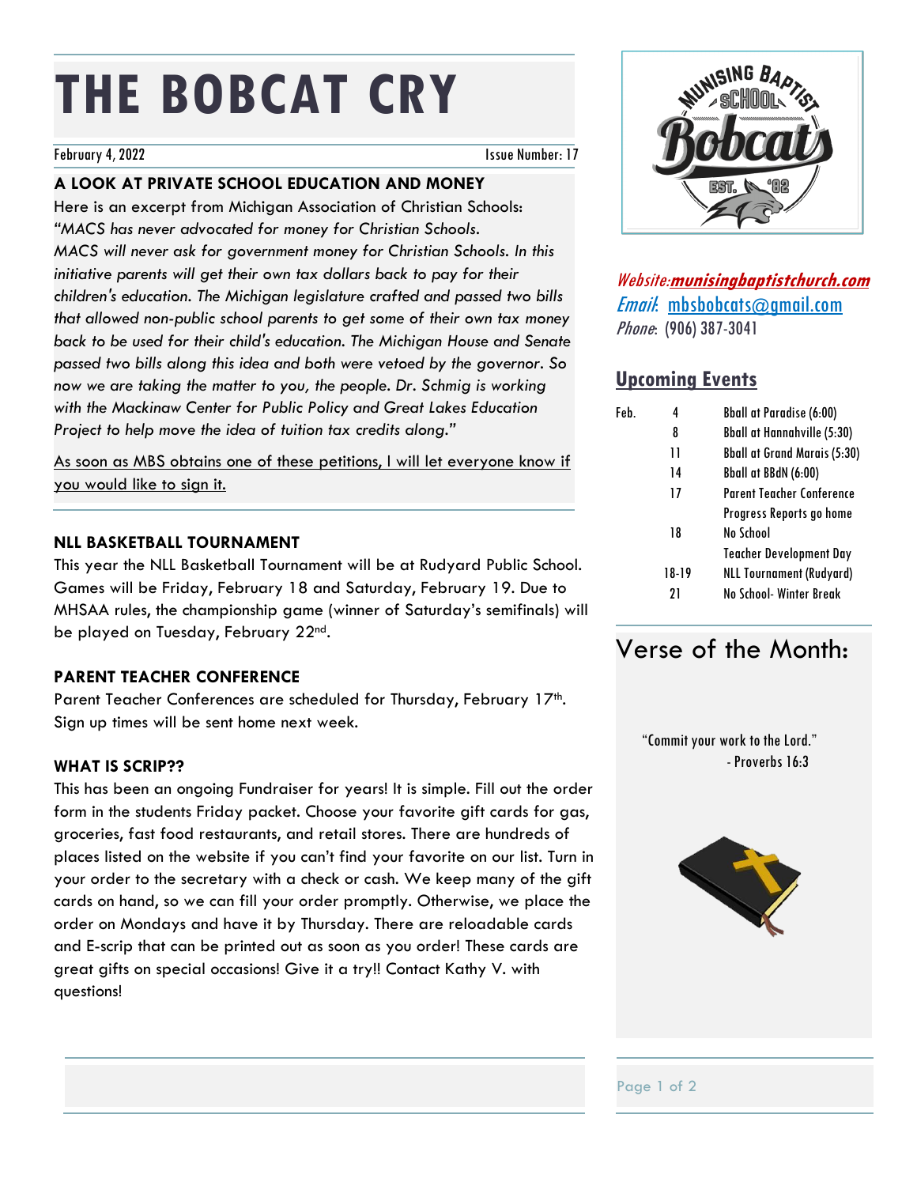# THE BOBCAT CRY

February 4, 2022 Issue Number: 17

## A LOOK AT PRIVATE SCHOOL EDUCATION AND MONEY

Here is an excerpt from Michigan Association of Christian Schools:

*"MACS has never advocated for money for Christian Schools. MACS will never ask for government money for Christian Schools. In this initiative parents will get their own tax dollars back to pay for their children's education. The Michigan legislature crafted and passed two bills that allowed non-public school parents to get some of their own tax money back to be used for their child's education. The Michigan House and Senate passed two bills along this idea and both were vetoed by the governor. So now we are taking the matter to you, the people. Dr. Schmig is working with the Mackinaw Center for Public Policy and Great Lakes Education Project to help move the idea of tuition tax credits along."*

As soon as MBS obtains one of these petitions, I will let everyone know if you would like to sign it.

## NLL BASKETBALL TOURNAMENT

This year the NLL Basketball Tournament will be at Rudyard Public School. Games will be Friday, February 18 and Saturday, February 19. Due to MHSAA rules, the championship game (winner of Saturday's semifinals) will be played on Tuesday, February 22nd.

## PARENT TEACHER CONFERENCE

Parent Teacher Conferences are scheduled for Thursday, February 17th. Sign up times will be sent home next week.

## WHAT IS SCRIP??

This has been an ongoing Fundraiser for years! It is simple. Fill out the order form in the students Friday packet. Choose your favorite gift cards for gas, groceries, fast food restaurants, and retail stores. There are hundreds of places listed on the website if you can't find your favorite on our list. Turn in your order to the secretary with a check or cash. We keep many of the gift cards on hand, so we can fill your order promptly. Otherwise, we place the order on Mondays and have it by Thursday. There are reloadable cards and E-scrip that can be printed out as soon as you order! These cards are great gifts on special occasions! Give it a try!! Contact Kathy V. with questions!

---

Munising Baptist School Bobcats EST. '82

*Website:* **munisingbaptistchurch.com**
*Email:* mbsbobcats@gmail.com
*Phone:* (906) 387-3041

## Upcoming Events

| | | |
|---|---|---|
| Feb. | 4 | Bball at Paradise (6:00) |
| | 8 | Bball at Hannahville (5:30) |
| | 11 | Bball at Grand Marais (5:30) |
| | 14 | Bball at BBdN (6:00) |
| | 17 | Parent Teacher Conference |
| | | Progress Reports go home |
| | 18 | No School |
| | | Teacher Development Day |
| | 18-19 | NLL Tournament (Rudyard) |
| | 21 | No School- Winter Break |

## Verse of the Month:

"Commit your work to the Lord."
- Proverbs 16:3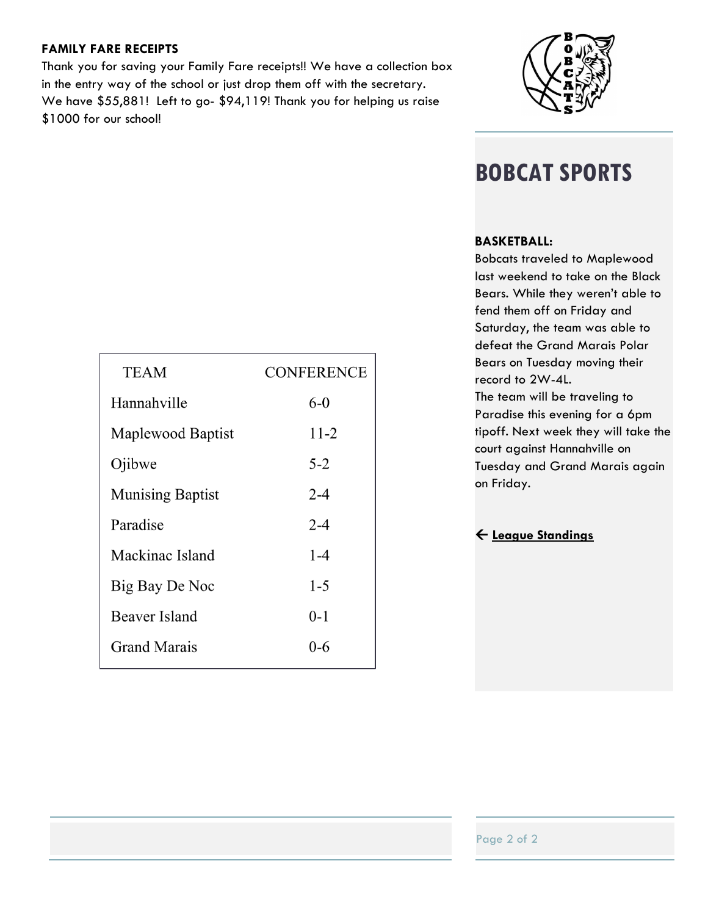**FAMILY FARE RECEIPTS**

Thank you for saving your Family Fare receipts!! We have a collection box in the entry way of the school or just drop them off with the secretary. We have $55,881! Left to go- $94,119! Thank you for helping us raise $1000 for our school!

| TEAM | CONFERENCE |
| --- | --- |
| Hannahville | 6-0 |
| Maplewood Baptist | 11-2 |
| Ojibwe | 5-2 |
| Munising Baptist | 2-4 |
| Paradise | 2-4 |
| Mackinac Island | 1-4 |
| Big Bay De Noc | 1-5 |
| Beaver Island | 0-1 |
| Grand Marais | 0-6 |

# BOBCAT SPORTS

**BASKETBALL:**

Bobcats traveled to Maplewood last weekend to take on the Black Bears. While they weren't able to fend them off on Friday and Saturday, the team was able to defeat the Grand Marais Polar Bears on Tuesday moving their record to 2W-4L.

The team will be traveling to Paradise this evening for a 6pm tipoff. Next week they will take the court against Hannahville on Tuesday and Grand Marais again on Friday.

← **League Standings**